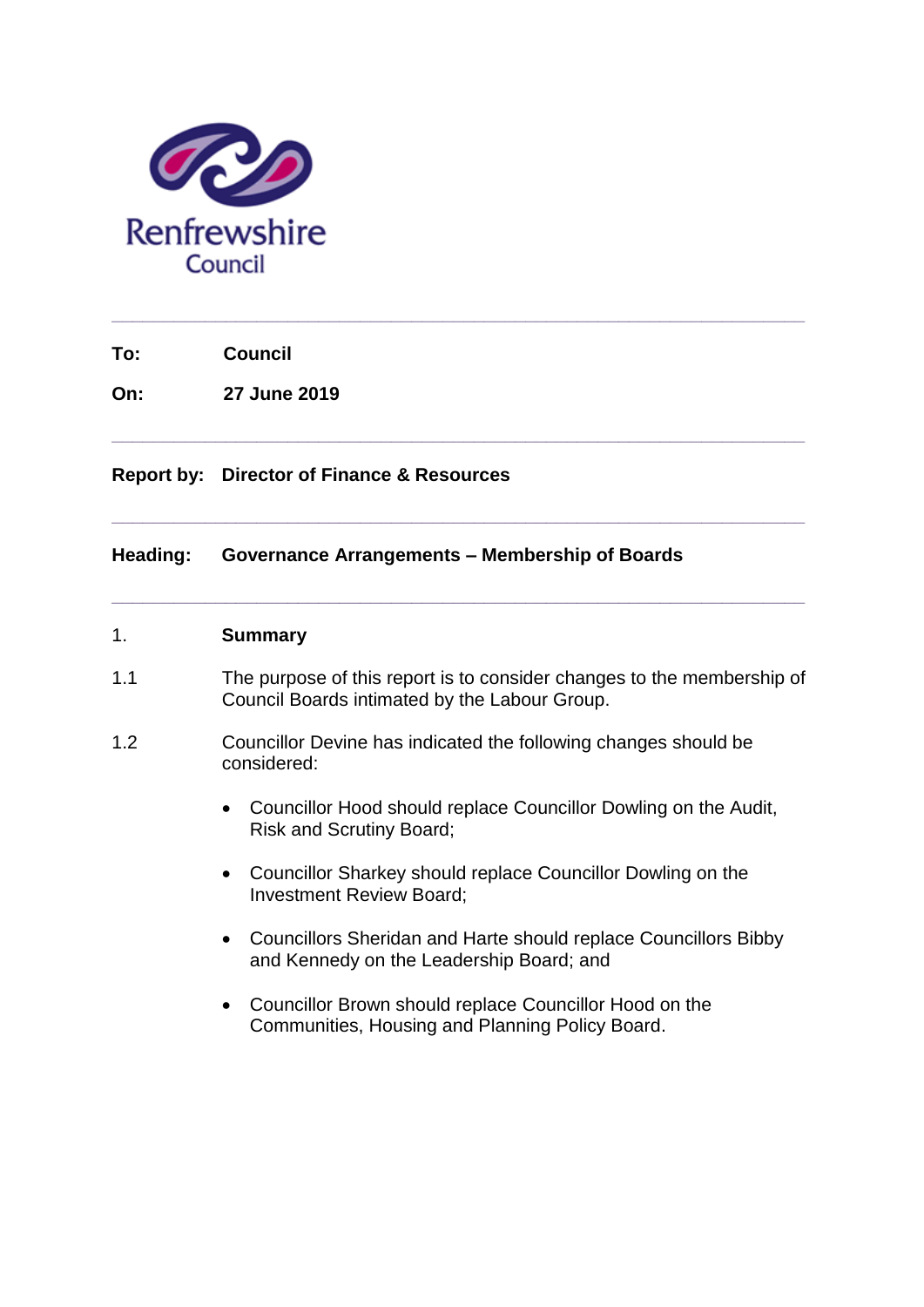Renfrewshire Council

---

**To:** **Council**

**On:** **27 June 2019**

---

**Report by:** **Director of Finance & Resources**

---

**Heading:** **Governance Arrangements – Membership of Boards**

---

## 1. Summary

1.1 The purpose of this report is to consider changes to the membership of Council Boards intimated by the Labour Group.

1.2 Councillor Devine has indicated the following changes should be considered:

- Councillor Hood should replace Councillor Dowling on the Audit, Risk and Scrutiny Board;
- Councillor Sharkey should replace Councillor Dowling on the Investment Review Board;
- Councillors Sheridan and Harte should replace Councillors Bibby and Kennedy on the Leadership Board; and
- Councillor Brown should replace Councillor Hood on the Communities, Housing and Planning Policy Board.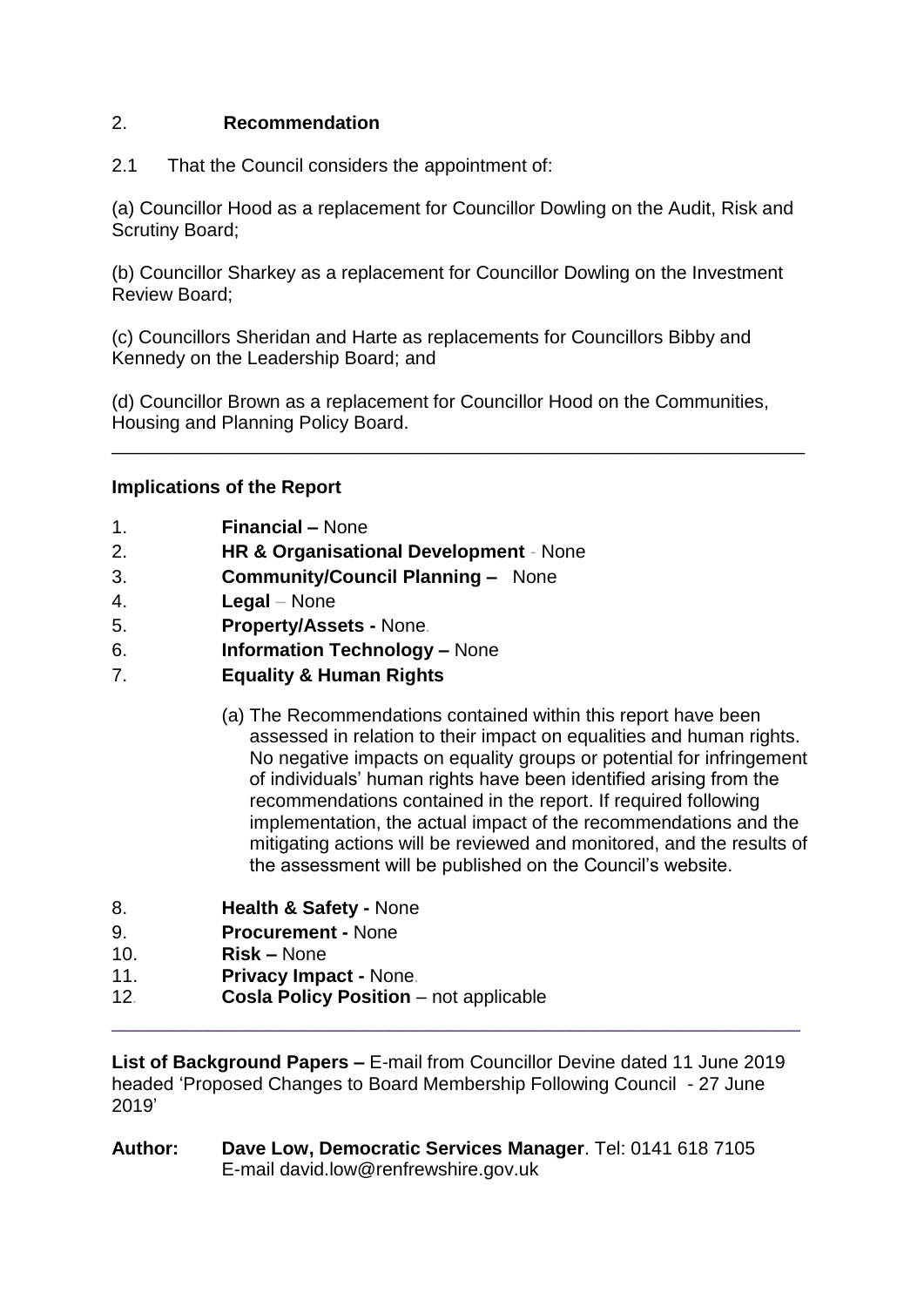## 2. Recommendation

2.1 That the Council considers the appointment of:

(a) Councillor Hood as a replacement for Councillor Dowling on the Audit, Risk and Scrutiny Board;

(b) Councillor Sharkey as a replacement for Councillor Dowling on the Investment Review Board;

(c) Councillors Sheridan and Harte as replacements for Councillors Bibby and Kennedy on the Leadership Board; and

(d) Councillor Brown as a replacement for Councillor Hood on the Communities, Housing and Planning Policy Board.

---

**Implications of the Report**

1. **Financial –** None
2. **HR & Organisational Development** - None
3. **Community/Council Planning –** None
4. **Legal** – None
5. **Property/Assets -** None.
6. **Information Technology –** None
7. **Equality & Human Rights**

   (a) The Recommendations contained within this report have been assessed in relation to their impact on equalities and human rights. No negative impacts on equality groups or potential for infringement of individuals' human rights have been identified arising from the recommendations contained in the report. If required following implementation, the actual impact of the recommendations and the mitigating actions will be reviewed and monitored, and the results of the assessment will be published on the Council's website.

8. **Health & Safety -** None
9. **Procurement -** None
10. **Risk –** None
11. **Privacy Impact -** None.
12. **Cosla Policy Position** – not applicable

---

**List of Background Papers –** E-mail from Councillor Devine dated 11 June 2019 headed 'Proposed Changes to Board Membership Following Council - 27 June 2019'

**Author:** **Dave Low, Democratic Services Manager**. Tel: 0141 618 7105
E-mail david.low@renfrewshire.gov.uk